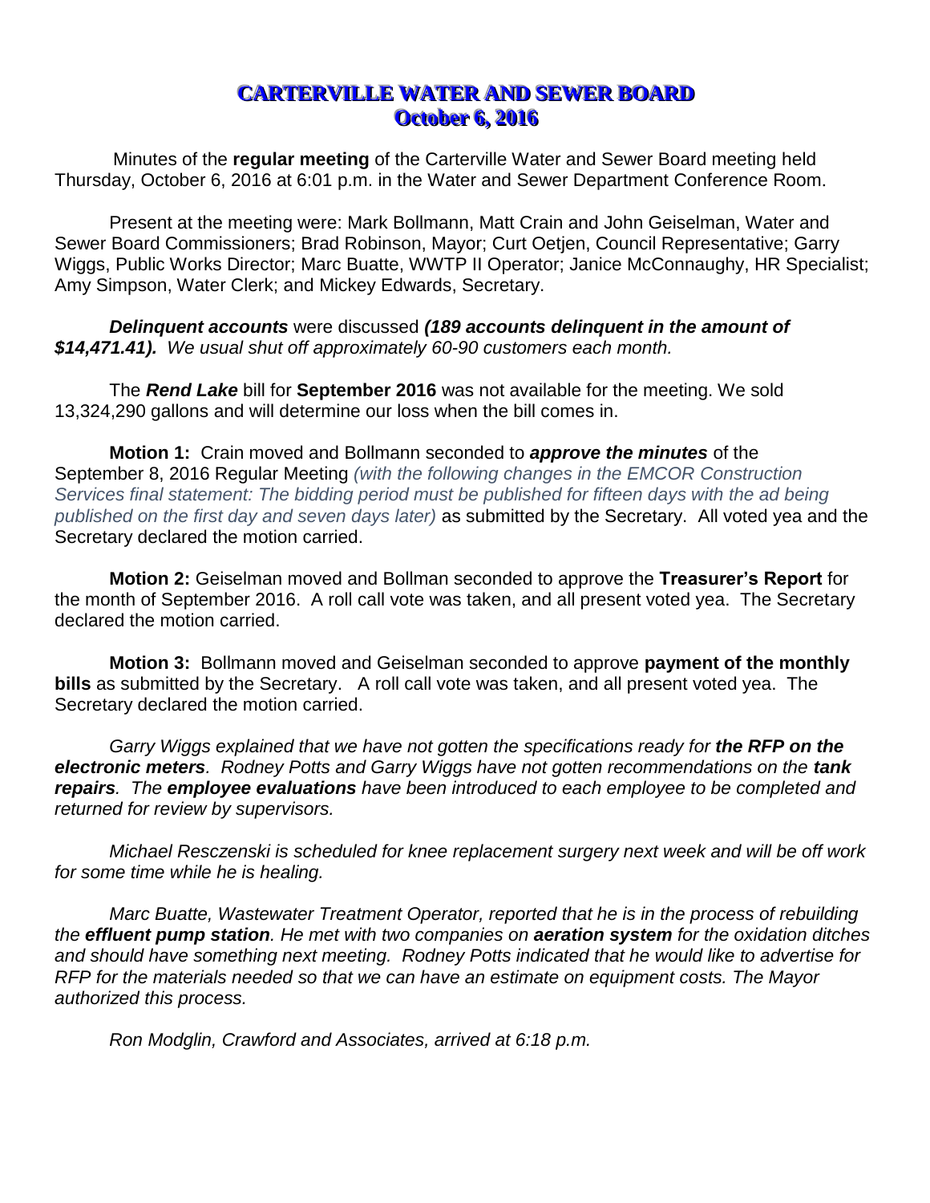# CARTERVILLE WATER AND SEWER BOARD
## October 6, 2016

Minutes of the **regular meeting** of the Carterville Water and Sewer Board meeting held Thursday, October 6, 2016 at 6:01 p.m. in the Water and Sewer Department Conference Room.

Present at the meeting were: Mark Bollmann, Matt Crain and John Geiselman, Water and Sewer Board Commissioners; Brad Robinson, Mayor; Curt Oetjen, Council Representative; Garry Wiggs, Public Works Director; Marc Buatte, WWTP II Operator; Janice McConnaughy, HR Specialist; Amy Simpson, Water Clerk; and Mickey Edwards, Secretary.

***Delinquent accounts*** were discussed ***(189 accounts delinquent in the amount of $14,471.41).*** *We usual shut off approximately 60-90 customers each month.*

The ***Rend Lake*** bill for **September 2016** was not available for the meeting. We sold 13,324,290 gallons and will determine our loss when the bill comes in.

**Motion 1:** Crain moved and Bollmann seconded to ***approve the minutes*** of the September 8, 2016 Regular Meeting *(with the following changes in the EMCOR Construction Services final statement: The bidding period must be published for fifteen days with the ad being published on the first day and seven days later)* as submitted by the Secretary. All voted yea and the Secretary declared the motion carried.

**Motion 2:** Geiselman moved and Bollman seconded to approve the **Treasurer's Report** for the month of September 2016. A roll call vote was taken, and all present voted yea. The Secretary declared the motion carried.

**Motion 3:** Bollmann moved and Geiselman seconded to approve **payment of the monthly bills** as submitted by the Secretary. A roll call vote was taken, and all present voted yea. The Secretary declared the motion carried.

*Garry Wiggs explained that we have not gotten the specifications ready for **the RFP on the electronic meters**. Rodney Potts and Garry Wiggs have not gotten recommendations on the **tank repairs**. The **employee evaluations** have been introduced to each employee to be completed and returned for review by supervisors.*

*Michael Resczenski is scheduled for knee replacement surgery next week and will be off work for some time while he is healing.*

*Marc Buatte, Wastewater Treatment Operator, reported that he is in the process of rebuilding the **effluent pump station**. He met with two companies on **aeration system** for the oxidation ditches and should have something next meeting. Rodney Potts indicated that he would like to advertise for RFP for the materials needed so that we can have an estimate on equipment costs. The Mayor authorized this process.*

*Ron Modglin, Crawford and Associates, arrived at 6:18 p.m.*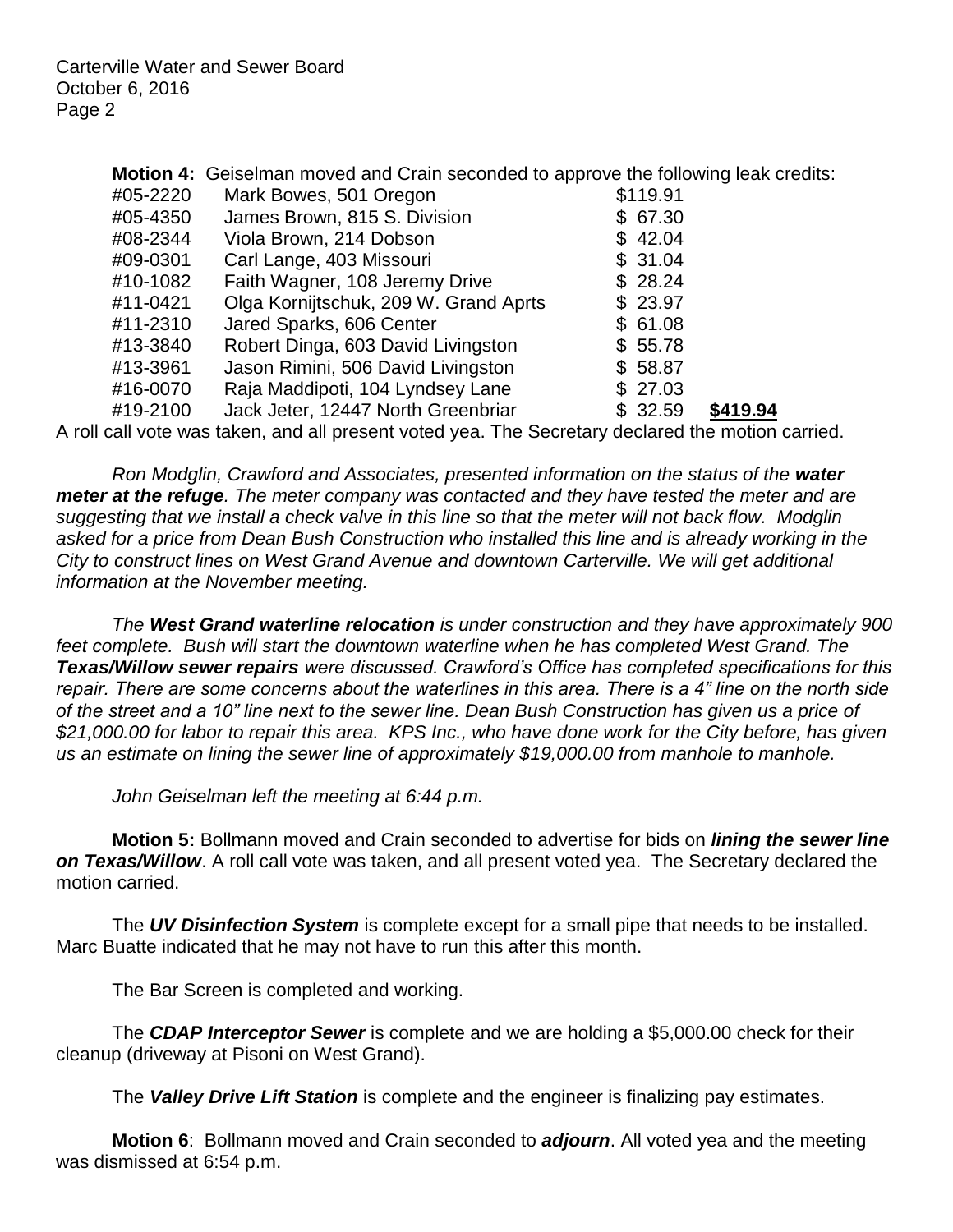**Motion 4:** Geiselman moved and Crain seconded to approve the following leak credits:

| | | | |
|---|---|---|---|
| #05-2220 | Mark Bowes, 501 Oregon | $119.91 | |
| #05-4350 | James Brown, 815 S. Division | $ 67.30 | |
| #08-2344 | Viola Brown, 214 Dobson | $ 42.04 | |
| #09-0301 | Carl Lange, 403 Missouri | $ 31.04 | |
| #10-1082 | Faith Wagner, 108 Jeremy Drive | $ 28.24 | |
| #11-0421 | Olga Kornijtschuk, 209 W. Grand Aprts | $ 23.97 | |
| #11-2310 | Jared Sparks, 606 Center | $ 61.08 | |
| #13-3840 | Robert Dinga, 603 David Livingston | $ 55.78 | |
| #13-3961 | Jason Rimini, 506 David Livingston | $ 58.87 | |
| #16-0070 | Raja Maddipoti, 104 Lyndsey Lane | $ 27.03 | |
| #19-2100 | Jack Jeter, 12447 North Greenbriar | $ 32.59 | **$419.94** |

A roll call vote was taken, and all present voted yea. The Secretary declared the motion carried.

*Ron Modglin, Crawford and Associates, presented information on the status of the **water meter at the refuge**. The meter company was contacted and they have tested the meter and are suggesting that we install a check valve in this line so that the meter will not back flow. Modglin asked for a price from Dean Bush Construction who installed this line and is already working in the City to construct lines on West Grand Avenue and downtown Carterville. We will get additional information at the November meeting.*

*The **West Grand waterline relocation** is under construction and they have approximately 900 feet complete. Bush will start the downtown waterline when he has completed West Grand. The **Texas/Willow sewer repairs** were discussed. Crawford's Office has completed specifications for this repair. There are some concerns about the waterlines in this area. There is a 4" line on the north side of the street and a 10" line next to the sewer line. Dean Bush Construction has given us a price of $21,000.00 for labor to repair this area. KPS Inc., who have done work for the City before, has given us an estimate on lining the sewer line of approximately $19,000.00 from manhole to manhole.*

*John Geiselman left the meeting at 6:44 p.m.*

**Motion 5:** Bollmann moved and Crain seconded to advertise for bids on ***lining the sewer line on Texas/Willow***. A roll call vote was taken, and all present voted yea. The Secretary declared the motion carried.

The ***UV Disinfection System*** is complete except for a small pipe that needs to be installed. Marc Buatte indicated that he may not have to run this after this month.

The Bar Screen is completed and working.

The ***CDAP Interceptor Sewer*** is complete and we are holding a $5,000.00 check for their cleanup (driveway at Pisoni on West Grand).

The ***Valley Drive Lift Station*** is complete and the engineer is finalizing pay estimates.

**Motion 6**: Bollmann moved and Crain seconded to ***adjourn***. All voted yea and the meeting was dismissed at 6:54 p.m.